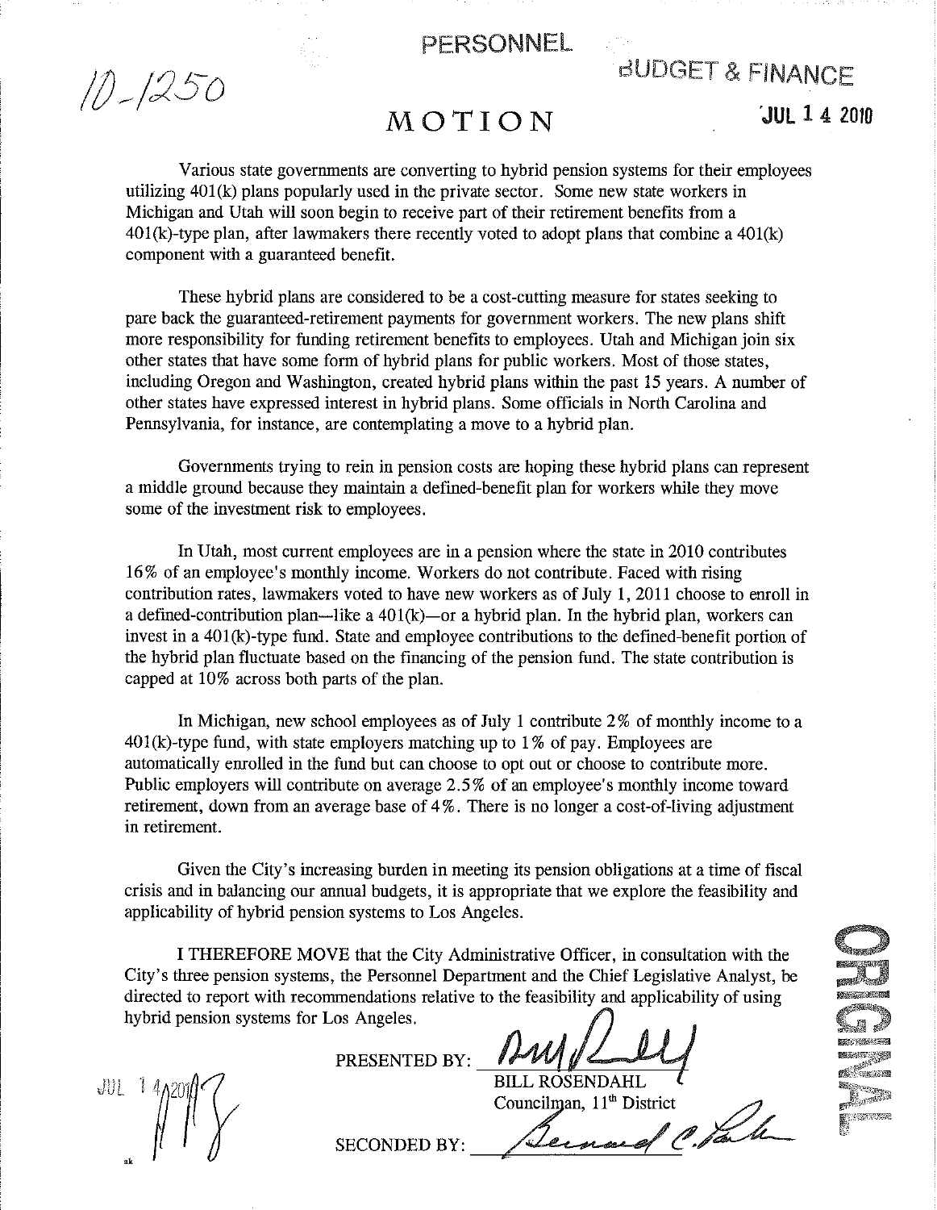10-1250

PERSONNEL

BUDGET & FINANCE

JUL 14 2010

# MOTION

Various state governments are converting to hybrid pension systems for their employees utilizing 401(k) plans popularly used in the private sector. Some new state workers in Michigan and Utah will soon begin to receive part of their retirement benefits from a 401(k)-type plan, after lawmakers there recently voted to adopt plans that combine a 401(k) component with a guaranteed benefit.

These hybrid plans are considered to be a cost-cutting measure for states seeking to pare back the guaranteed-retirement payments for government workers. The new plans shift more responsibility for funding retirement benefits to employees. Utah and Michigan join six other states that have some form of hybrid plans for public workers. Most of those states, including Oregon and Washington, created hybrid plans within the past 15 years. A number of other states have expressed interest in hybrid plans. Some officials in North Carolina and Pennsylvania, for instance, are contemplating a move to a hybrid plan.

Governments trying to rein in pension costs are hoping these hybrid plans can represent a middle ground because they maintain a defined-benefit plan for workers while they move some of the investment risk to employees.

In Utah, most current employees are in a pension where the state in 2010 contributes 16% of an employee's monthly income. Workers do not contribute. Faced with rising contribution rates, lawmakers voted to have new workers as of July 1, 2011 choose to enroll in a defined-contribution plan—like a 401(k)—or a hybrid plan. In the hybrid plan, workers can invest in a 401(k)-type fund. State and employee contributions to the defined-benefit portion of the hybrid plan fluctuate based on the financing of the pension fund. The state contribution is capped at 10% across both parts of the plan.

In Michigan, new school employees as of July 1 contribute 2% of monthly income to a 401(k)-type fund, with state employers matching up to 1% of pay. Employees are automatically enrolled in the fund but can choose to opt out or choose to contribute more. Public employers will contribute on average 2.5% of an employee's monthly income toward retirement, down from an average base of 4%. There is no longer a cost-of-living adjustment in retirement.

Given the City's increasing burden in meeting its pension obligations at a time of fiscal crisis and in balancing our annual budgets, it is appropriate that we explore the feasibility and applicability of hybrid pension systems to Los Angeles.

I THEREFORE MOVE that the City Administrative Officer, in consultation with the City's three pension systems, the Personnel Department and the Chief Legislative Analyst, be directed to report with recommendations relative to the feasibility and applicability of using hybrid pension systems for Los Angeles.

PRESENTED BY: ____________________
BILL ROSENDAHL
Councilman, 11th District

SECONDED BY: ____________________

JUL 14 2010

ORIGINAL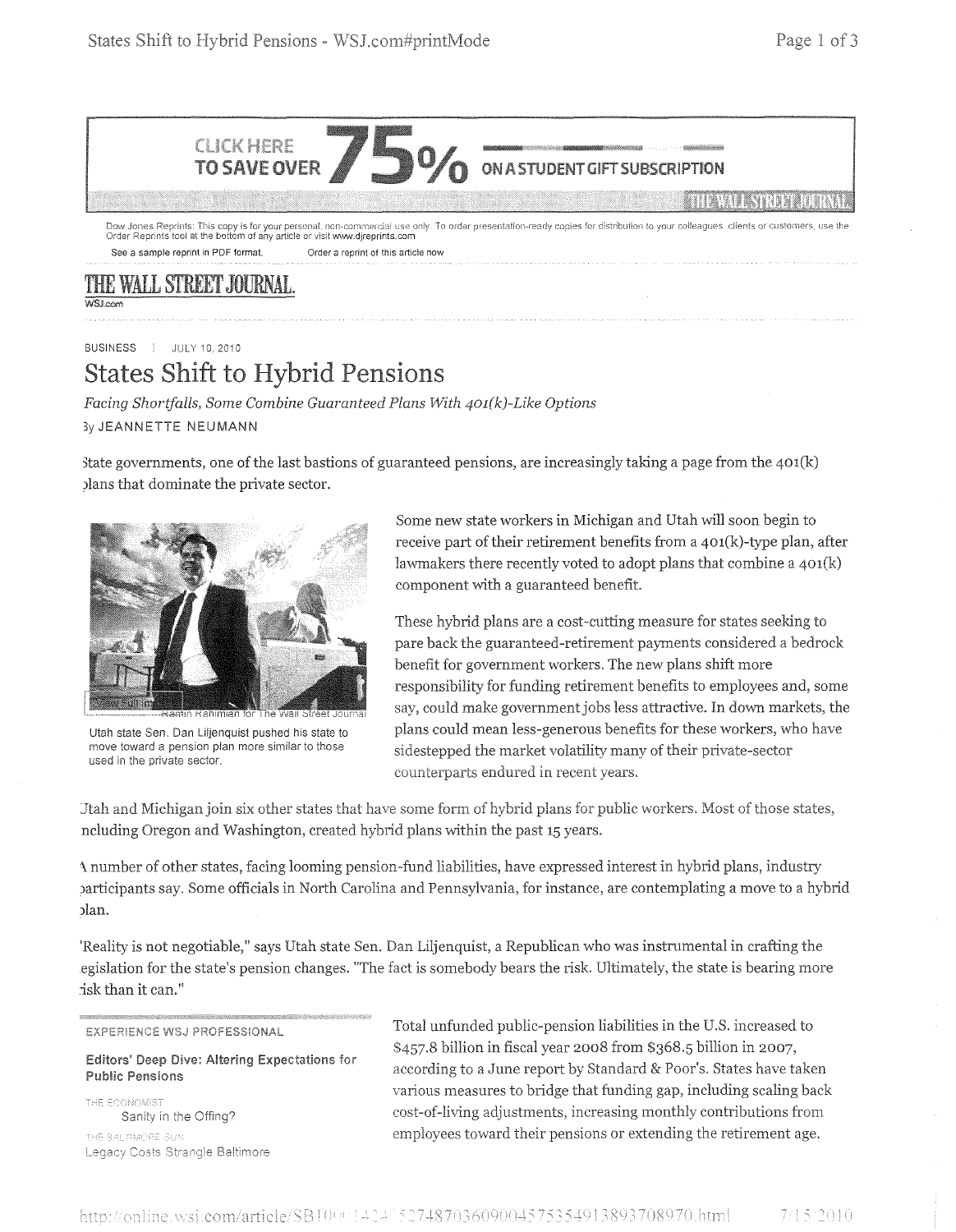CLICK HERE TO SAVE OVER 75% ON A STUDENT GIFT SUBSCRIPTION

Dow Jones Reprints: This copy is for your personal, non-commercial use only. To order presentation-ready copies for distribution to your colleagues, clients or customers, use the Order Reprints tool at the bottom of any article or visit www.djreprints.com

See a sample reprint in PDF format. Order a reprint of this article now

THE WALL STREET JOURNAL.
WSJ.com

BUSINESS | JULY 10, 2010

# States Shift to Hybrid Pensions

*Facing Shortfalls, Some Combine Guaranteed Plans With 401(k)-Like Options*

By JEANNETTE NEUMANN

State governments, one of the last bastions of guaranteed pensions, are increasingly taking a page from the 401(k) plans that dominate the private sector.

Ramin Rahimian for The Wall Street Journal

Utah state Sen. Dan Liljenquist pushed his state to move toward a pension plan more similar to those used in the private sector.

Some new state workers in Michigan and Utah will soon begin to receive part of their retirement benefits from a 401(k)-type plan, after lawmakers there recently voted to adopt plans that combine a 401(k) component with a guaranteed benefit.

These hybrid plans are a cost-cutting measure for states seeking to pare back the guaranteed-retirement payments considered a bedrock benefit for government workers. The new plans shift more responsibility for funding retirement benefits to employees and, some say, could make government jobs less attractive. In down markets, the plans could mean less-generous benefits for these workers, who have sidestepped the market volatility many of their private-sector counterparts endured in recent years.

Utah and Michigan join six other states that have some form of hybrid plans for public workers. Most of those states, including Oregon and Washington, created hybrid plans within the past 15 years.

A number of other states, facing looming pension-fund liabilities, have expressed interest in hybrid plans, industry participants say. Some officials in North Carolina and Pennsylvania, for instance, are contemplating a move to a hybrid plan.

"Reality is not negotiable," says Utah state Sen. Dan Liljenquist, a Republican who was instrumental in crafting the legislation for the state's pension changes. "The fact is somebody bears the risk. Ultimately, the state is bearing more risk than it can."

EXPERIENCE WSJ PROFESSIONAL

**Editors' Deep Dive: Altering Expectations for Public Pensions**

THE ECONOMIST
Sanity in the Offing?

THE BALTIMORE SUN
Legacy Costs Strangle Baltimore

Total unfunded public-pension liabilities in the U.S. increased to $457.8 billion in fiscal year 2008 from $368.5 billion in 2007, according to a June report by Standard & Poor's. States have taken various measures to bridge that funding gap, including scaling back cost-of-living adjustments, increasing monthly contributions from employees toward their pensions or extending the retirement age.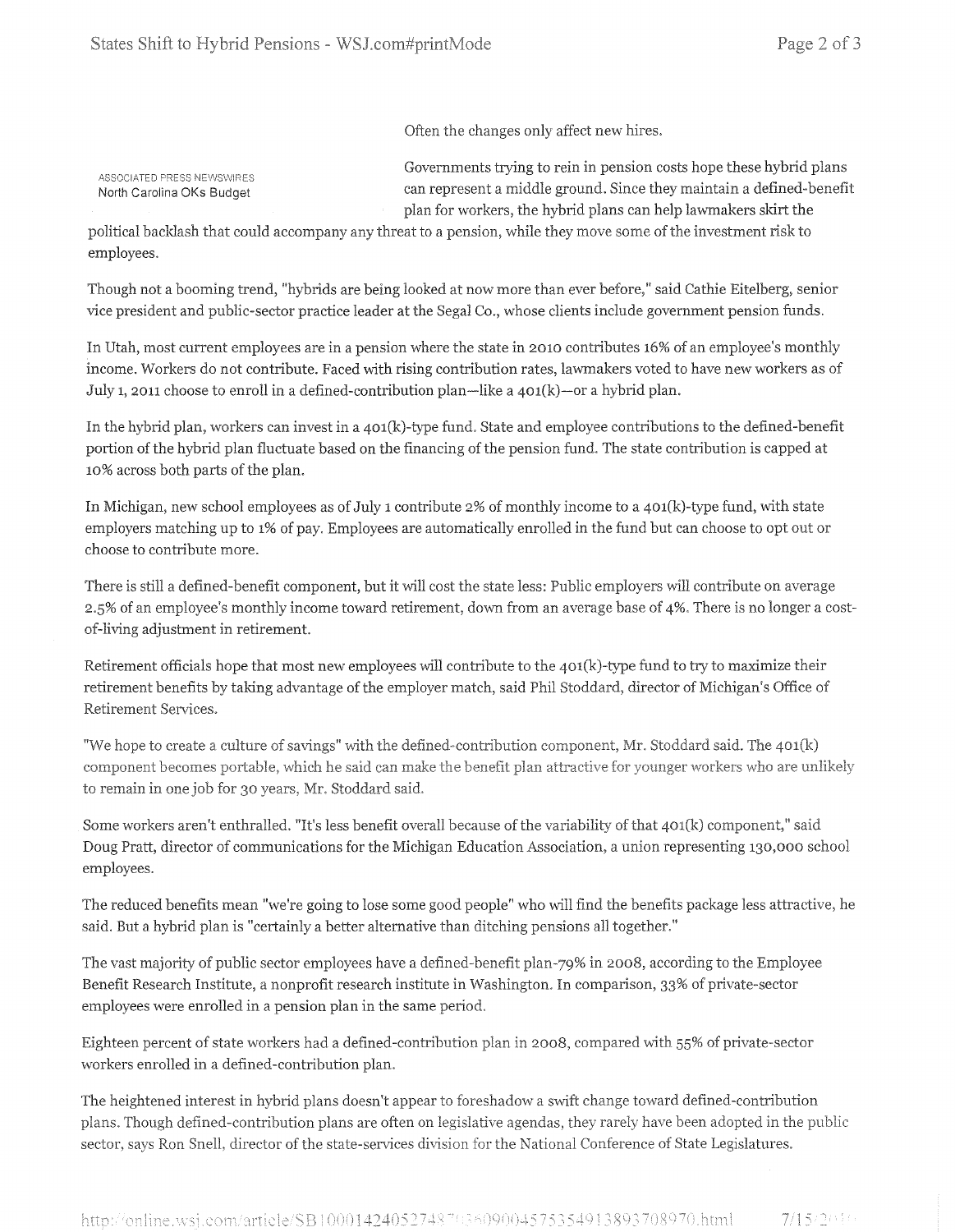Often the changes only affect new hires.

ASSOCIATED PRESS NEWSWIRES
North Carolina OKs Budget

Governments trying to rein in pension costs hope these hybrid plans can represent a middle ground. Since they maintain a defined-benefit plan for workers, the hybrid plans can help lawmakers skirt the political backlash that could accompany any threat to a pension, while they move some of the investment risk to employees.

Though not a booming trend, "hybrids are being looked at now more than ever before," said Cathie Eitelberg, senior vice president and public-sector practice leader at the Segal Co., whose clients include government pension funds.

In Utah, most current employees are in a pension where the state in 2010 contributes 16% of an employee's monthly income. Workers do not contribute. Faced with rising contribution rates, lawmakers voted to have new workers as of July 1, 2011 choose to enroll in a defined-contribution plan—like a 401(k)—or a hybrid plan.

In the hybrid plan, workers can invest in a 401(k)-type fund. State and employee contributions to the defined-benefit portion of the hybrid plan fluctuate based on the financing of the pension fund. The state contribution is capped at 10% across both parts of the plan.

In Michigan, new school employees as of July 1 contribute 2% of monthly income to a 401(k)-type fund, with state employers matching up to 1% of pay. Employees are automatically enrolled in the fund but can choose to opt out or choose to contribute more.

There is still a defined-benefit component, but it will cost the state less: Public employers will contribute on average 2.5% of an employee's monthly income toward retirement, down from an average base of 4%. There is no longer a cost-of-living adjustment in retirement.

Retirement officials hope that most new employees will contribute to the 401(k)-type fund to try to maximize their retirement benefits by taking advantage of the employer match, said Phil Stoddard, director of Michigan's Office of Retirement Services.

"We hope to create a culture of savings" with the defined-contribution component, Mr. Stoddard said. The 401(k) component becomes portable, which he said can make the benefit plan attractive for younger workers who are unlikely to remain in one job for 30 years, Mr. Stoddard said.

Some workers aren't enthralled. "It's less benefit overall because of the variability of that 401(k) component," said Doug Pratt, director of communications for the Michigan Education Association, a union representing 130,000 school employees.

The reduced benefits mean "we're going to lose some good people" who will find the benefits package less attractive, he said. But a hybrid plan is "certainly a better alternative than ditching pensions all together."

The vast majority of public sector employees have a defined-benefit plan-79% in 2008, according to the Employee Benefit Research Institute, a nonprofit research institute in Washington. In comparison, 33% of private-sector employees were enrolled in a pension plan in the same period.

Eighteen percent of state workers had a defined-contribution plan in 2008, compared with 55% of private-sector workers enrolled in a defined-contribution plan.

The heightened interest in hybrid plans doesn't appear to foreshadow a swift change toward defined-contribution plans. Though defined-contribution plans are often on legislative agendas, they rarely have been adopted in the public sector, says Ron Snell, director of the state-services division for the National Conference of State Legislatures.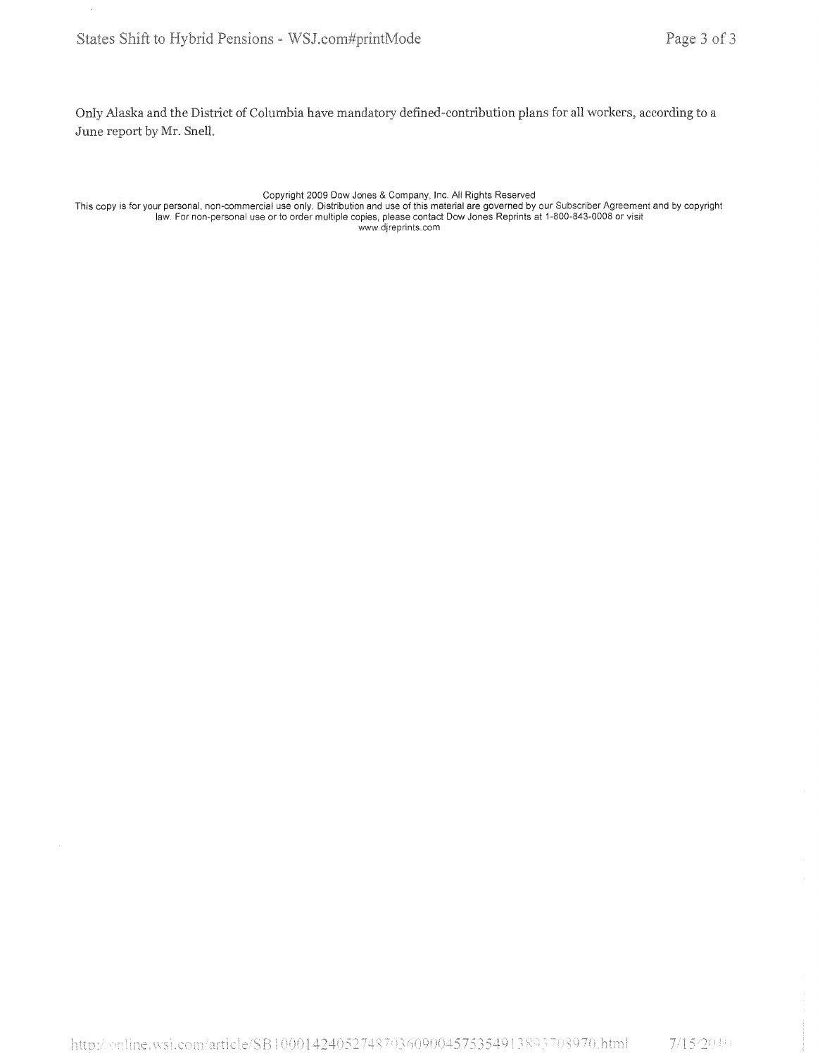Only Alaska and the District of Columbia have mandatory defined-contribution plans for all workers, according to a June report by Mr. Snell.

Copyright 2009 Dow Jones & Company, Inc. All Rights Reserved
This copy is for your personal, non-commercial use only. Distribution and use of this material are governed by our Subscriber Agreement and by copyright law. For non-personal use or to order multiple copies, please contact Dow Jones Reprints at 1-800-843-0008 or visit www.djreprints.com